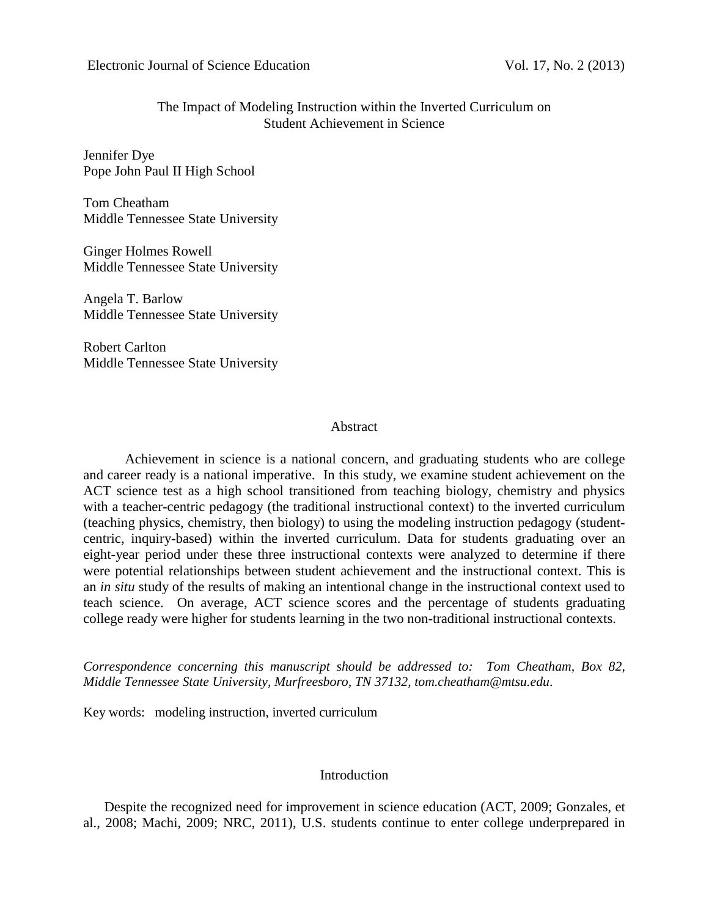# The Impact of Modeling Instruction within the Inverted Curriculum on Student Achievement in Science

Jennifer Dye
Pope John Paul II High School

Tom Cheatham
Middle Tennessee State University

Ginger Holmes Rowell
Middle Tennessee State University

Angela T. Barlow
Middle Tennessee State University

Robert Carlton
Middle Tennessee State University

## Abstract

Achievement in science is a national concern, and graduating students who are college and career ready is a national imperative. In this study, we examine student achievement on the ACT science test as a high school transitioned from teaching biology, chemistry and physics with a teacher-centric pedagogy (the traditional instructional context) to the inverted curriculum (teaching physics, chemistry, then biology) to using the modeling instruction pedagogy (student-centric, inquiry-based) within the inverted curriculum. Data for students graduating over an eight-year period under these three instructional contexts were analyzed to determine if there were potential relationships between student achievement and the instructional context. This is an *in situ* study of the results of making an intentional change in the instructional context used to teach science. On average, ACT science scores and the percentage of students graduating college ready were higher for students learning in the two non-traditional instructional contexts.

*Correspondence concerning this manuscript should be addressed to: Tom Cheatham, Box 82, Middle Tennessee State University, Murfreesboro, TN 37132, tom.cheatham@mtsu.edu.*

Key words: modeling instruction, inverted curriculum

## Introduction

Despite the recognized need for improvement in science education (ACT, 2009; Gonzales, et al., 2008; Machi, 2009; NRC, 2011), U.S. students continue to enter college underprepared in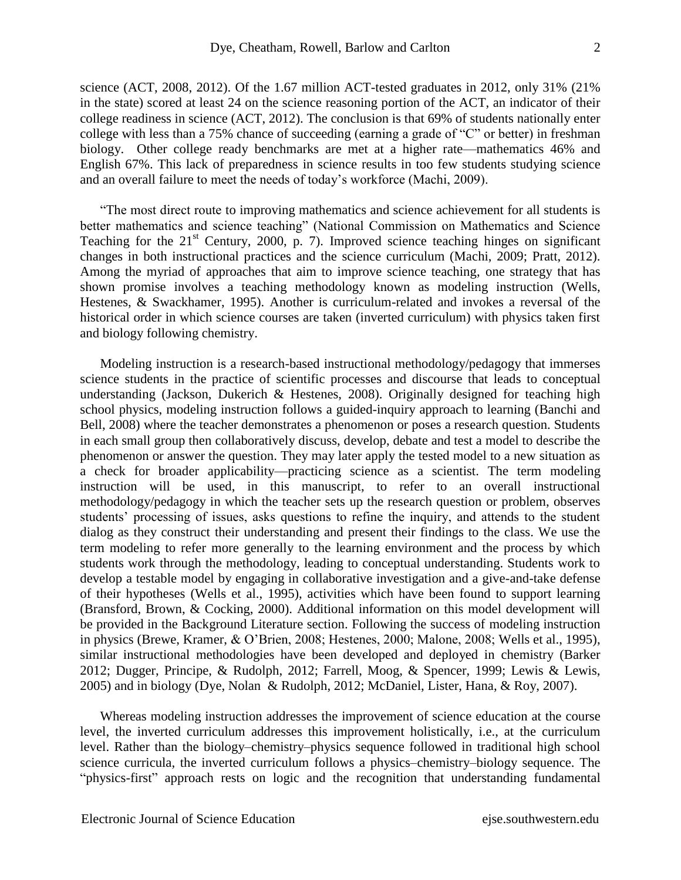science (ACT, 2008, 2012). Of the 1.67 million ACT-tested graduates in 2012, only 31% (21% in the state) scored at least 24 on the science reasoning portion of the ACT, an indicator of their college readiness in science (ACT, 2012). The conclusion is that 69% of students nationally enter college with less than a 75% chance of succeeding (earning a grade of "C" or better) in freshman biology. Other college ready benchmarks are met at a higher rate—mathematics 46% and English 67%. This lack of preparedness in science results in too few students studying science and an overall failure to meet the needs of today's workforce (Machi, 2009).

"The most direct route to improving mathematics and science achievement for all students is better mathematics and science teaching" (National Commission on Mathematics and Science Teaching for the 21st Century, 2000, p. 7). Improved science teaching hinges on significant changes in both instructional practices and the science curriculum (Machi, 2009; Pratt, 2012). Among the myriad of approaches that aim to improve science teaching, one strategy that has shown promise involves a teaching methodology known as modeling instruction (Wells, Hestenes, & Swackhamer, 1995). Another is curriculum-related and invokes a reversal of the historical order in which science courses are taken (inverted curriculum) with physics taken first and biology following chemistry.

Modeling instruction is a research-based instructional methodology/pedagogy that immerses science students in the practice of scientific processes and discourse that leads to conceptual understanding (Jackson, Dukerich & Hestenes, 2008). Originally designed for teaching high school physics, modeling instruction follows a guided-inquiry approach to learning (Banchi and Bell, 2008) where the teacher demonstrates a phenomenon or poses a research question. Students in each small group then collaboratively discuss, develop, debate and test a model to describe the phenomenon or answer the question. They may later apply the tested model to a new situation as a check for broader applicability—practicing science as a scientist. The term modeling instruction will be used, in this manuscript, to refer to an overall instructional methodology/pedagogy in which the teacher sets up the research question or problem, observes students' processing of issues, asks questions to refine the inquiry, and attends to the student dialog as they construct their understanding and present their findings to the class. We use the term modeling to refer more generally to the learning environment and the process by which students work through the methodology, leading to conceptual understanding. Students work to develop a testable model by engaging in collaborative investigation and a give-and-take defense of their hypotheses (Wells et al., 1995), activities which have been found to support learning (Bransford, Brown, & Cocking, 2000). Additional information on this model development will be provided in the Background Literature section. Following the success of modeling instruction in physics (Brewe, Kramer, & O'Brien, 2008; Hestenes, 2000; Malone, 2008; Wells et al., 1995), similar instructional methodologies have been developed and deployed in chemistry (Barker 2012; Dugger, Principe, & Rudolph, 2012; Farrell, Moog, & Spencer, 1999; Lewis & Lewis, 2005) and in biology (Dye, Nolan & Rudolph, 2012; McDaniel, Lister, Hana, & Roy, 2007).

Whereas modeling instruction addresses the improvement of science education at the course level, the inverted curriculum addresses this improvement holistically, i.e., at the curriculum level. Rather than the biology–chemistry–physics sequence followed in traditional high school science curricula, the inverted curriculum follows a physics–chemistry–biology sequence. The "physics-first" approach rests on logic and the recognition that understanding fundamental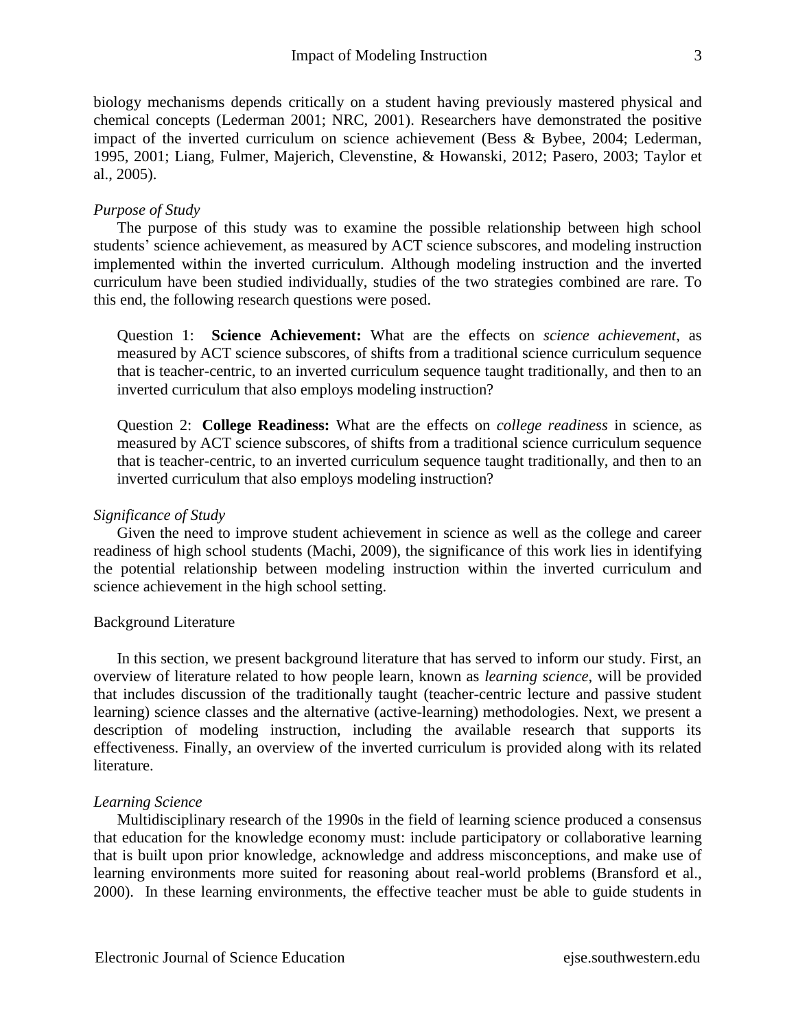biology mechanisms depends critically on a student having previously mastered physical and chemical concepts (Lederman 2001; NRC, 2001). Researchers have demonstrated the positive impact of the inverted curriculum on science achievement (Bess & Bybee, 2004; Lederman, 1995, 2001; Liang, Fulmer, Majerich, Clevenstine, & Howanski, 2012; Pasero, 2003; Taylor et al., 2005).

### *Purpose of Study*

The purpose of this study was to examine the possible relationship between high school students' science achievement, as measured by ACT science subscores, and modeling instruction implemented within the inverted curriculum. Although modeling instruction and the inverted curriculum have been studied individually, studies of the two strategies combined are rare. To this end, the following research questions were posed.

> Question 1: **Science Achievement:** What are the effects on *science achievement*, as measured by ACT science subscores, of shifts from a traditional science curriculum sequence that is teacher-centric, to an inverted curriculum sequence taught traditionally, and then to an inverted curriculum that also employs modeling instruction?
>
> Question 2: **College Readiness:** What are the effects on *college readiness* in science, as measured by ACT science subscores, of shifts from a traditional science curriculum sequence that is teacher-centric, to an inverted curriculum sequence taught traditionally, and then to an inverted curriculum that also employs modeling instruction?

### *Significance of Study*

Given the need to improve student achievement in science as well as the college and career readiness of high school students (Machi, 2009), the significance of this work lies in identifying the potential relationship between modeling instruction within the inverted curriculum and science achievement in the high school setting.

## Background Literature

In this section, we present background literature that has served to inform our study. First, an overview of literature related to how people learn, known as *learning science*, will be provided that includes discussion of the traditionally taught (teacher-centric lecture and passive student learning) science classes and the alternative (active-learning) methodologies. Next, we present a description of modeling instruction, including the available research that supports its effectiveness. Finally, an overview of the inverted curriculum is provided along with its related literature.

### *Learning Science*

Multidisciplinary research of the 1990s in the field of learning science produced a consensus that education for the knowledge economy must: include participatory or collaborative learning that is built upon prior knowledge, acknowledge and address misconceptions, and make use of learning environments more suited for reasoning about real-world problems (Bransford et al., 2000). In these learning environments, the effective teacher must be able to guide students in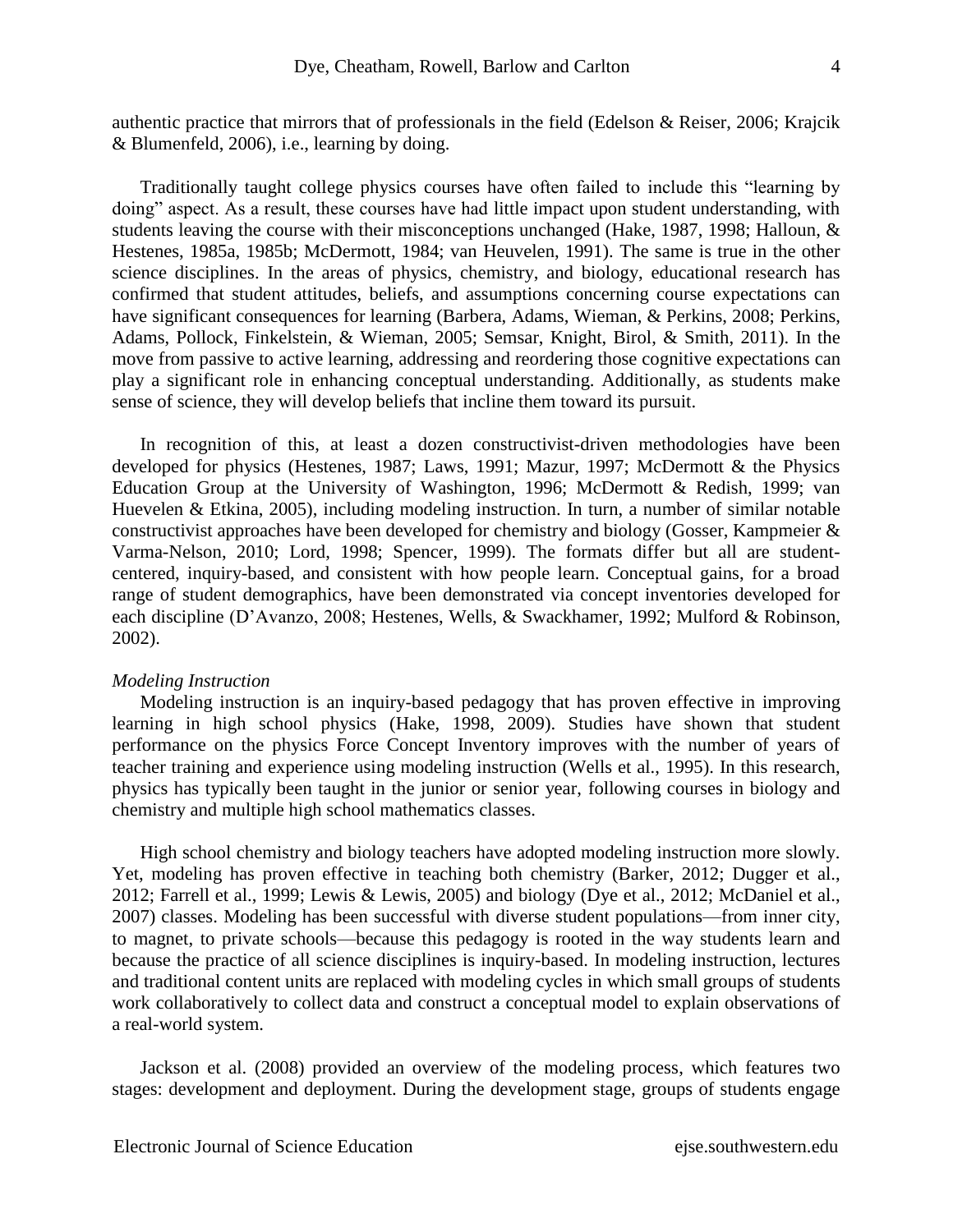authentic practice that mirrors that of professionals in the field (Edelson & Reiser, 2006; Krajcik & Blumenfeld, 2006), i.e., learning by doing.

Traditionally taught college physics courses have often failed to include this "learning by doing" aspect. As a result, these courses have had little impact upon student understanding, with students leaving the course with their misconceptions unchanged (Hake, 1987, 1998; Halloun, & Hestenes, 1985a, 1985b; McDermott, 1984; van Heuvelen, 1991). The same is true in the other science disciplines. In the areas of physics, chemistry, and biology, educational research has confirmed that student attitudes, beliefs, and assumptions concerning course expectations can have significant consequences for learning (Barbera, Adams, Wieman, & Perkins, 2008; Perkins, Adams, Pollock, Finkelstein, & Wieman, 2005; Semsar, Knight, Birol, & Smith, 2011). In the move from passive to active learning, addressing and reordering those cognitive expectations can play a significant role in enhancing conceptual understanding. Additionally, as students make sense of science, they will develop beliefs that incline them toward its pursuit.

In recognition of this, at least a dozen constructivist-driven methodologies have been developed for physics (Hestenes, 1987; Laws, 1991; Mazur, 1997; McDermott & the Physics Education Group at the University of Washington, 1996; McDermott & Redish, 1999; van Huevelen & Etkina, 2005), including modeling instruction. In turn, a number of similar notable constructivist approaches have been developed for chemistry and biology (Gosser, Kampmeier & Varma-Nelson, 2010; Lord, 1998; Spencer, 1999). The formats differ but all are student-centered, inquiry-based, and consistent with how people learn. Conceptual gains, for a broad range of student demographics, have been demonstrated via concept inventories developed for each discipline (D'Avanzo, 2008; Hestenes, Wells, & Swackhamer, 1992; Mulford & Robinson, 2002).

*Modeling Instruction*

Modeling instruction is an inquiry-based pedagogy that has proven effective in improving learning in high school physics (Hake, 1998, 2009). Studies have shown that student performance on the physics Force Concept Inventory improves with the number of years of teacher training and experience using modeling instruction (Wells et al., 1995). In this research, physics has typically been taught in the junior or senior year, following courses in biology and chemistry and multiple high school mathematics classes.

High school chemistry and biology teachers have adopted modeling instruction more slowly. Yet, modeling has proven effective in teaching both chemistry (Barker, 2012; Dugger et al., 2012; Farrell et al., 1999; Lewis & Lewis, 2005) and biology (Dye et al., 2012; McDaniel et al., 2007) classes. Modeling has been successful with diverse student populations—from inner city, to magnet, to private schools—because this pedagogy is rooted in the way students learn and because the practice of all science disciplines is inquiry-based. In modeling instruction, lectures and traditional content units are replaced with modeling cycles in which small groups of students work collaboratively to collect data and construct a conceptual model to explain observations of a real-world system.

Jackson et al. (2008) provided an overview of the modeling process, which features two stages: development and deployment. During the development stage, groups of students engage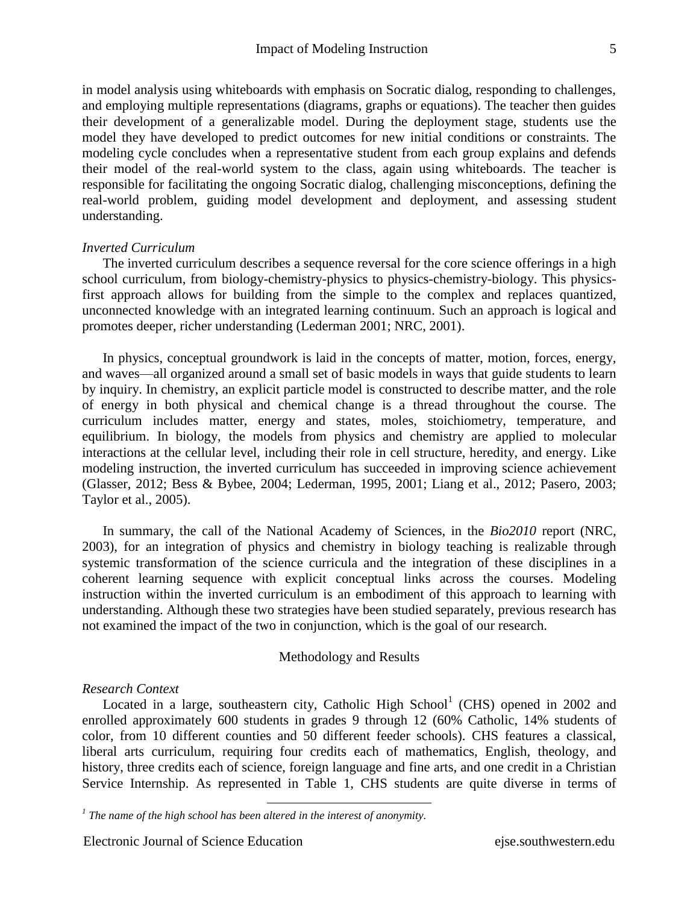in model analysis using whiteboards with emphasis on Socratic dialog, responding to challenges, and employing multiple representations (diagrams, graphs or equations). The teacher then guides their development of a generalizable model. During the deployment stage, students use the model they have developed to predict outcomes for new initial conditions or constraints. The modeling cycle concludes when a representative student from each group explains and defends their model of the real-world system to the class, again using whiteboards. The teacher is responsible for facilitating the ongoing Socratic dialog, challenging misconceptions, defining the real-world problem, guiding model development and deployment, and assessing student understanding.

### *Inverted Curriculum*

The inverted curriculum describes a sequence reversal for the core science offerings in a high school curriculum, from biology-chemistry-physics to physics-chemistry-biology. This physics-first approach allows for building from the simple to the complex and replaces quantized, unconnected knowledge with an integrated learning continuum. Such an approach is logical and promotes deeper, richer understanding (Lederman 2001; NRC, 2001).

In physics, conceptual groundwork is laid in the concepts of matter, motion, forces, energy, and waves—all organized around a small set of basic models in ways that guide students to learn by inquiry. In chemistry, an explicit particle model is constructed to describe matter, and the role of energy in both physical and chemical change is a thread throughout the course. The curriculum includes matter, energy and states, moles, stoichiometry, temperature, and equilibrium. In biology, the models from physics and chemistry are applied to molecular interactions at the cellular level, including their role in cell structure, heredity, and energy. Like modeling instruction, the inverted curriculum has succeeded in improving science achievement (Glasser, 2012; Bess & Bybee, 2004; Lederman, 1995, 2001; Liang et al., 2012; Pasero, 2003; Taylor et al., 2005).

In summary, the call of the National Academy of Sciences, in the *Bio2010* report (NRC, 2003), for an integration of physics and chemistry in biology teaching is realizable through systemic transformation of the science curricula and the integration of these disciplines in a coherent learning sequence with explicit conceptual links across the courses. Modeling instruction within the inverted curriculum is an embodiment of this approach to learning with understanding. Although these two strategies have been studied separately, previous research has not examined the impact of the two in conjunction, which is the goal of our research.

## Methodology and Results

### *Research Context*

Located in a large, southeastern city, Catholic High School[1] (CHS) opened in 2002 and enrolled approximately 600 students in grades 9 through 12 (60% Catholic, 14% students of color, from 10 different counties and 50 different feeder schools). CHS features a classical, liberal arts curriculum, requiring four credits each of mathematics, English, theology, and history, three credits each of science, foreign language and fine arts, and one credit in a Christian Service Internship. As represented in Table 1, CHS students are quite diverse in terms of

---

*[1] The name of the high school has been altered in the interest of anonymity.*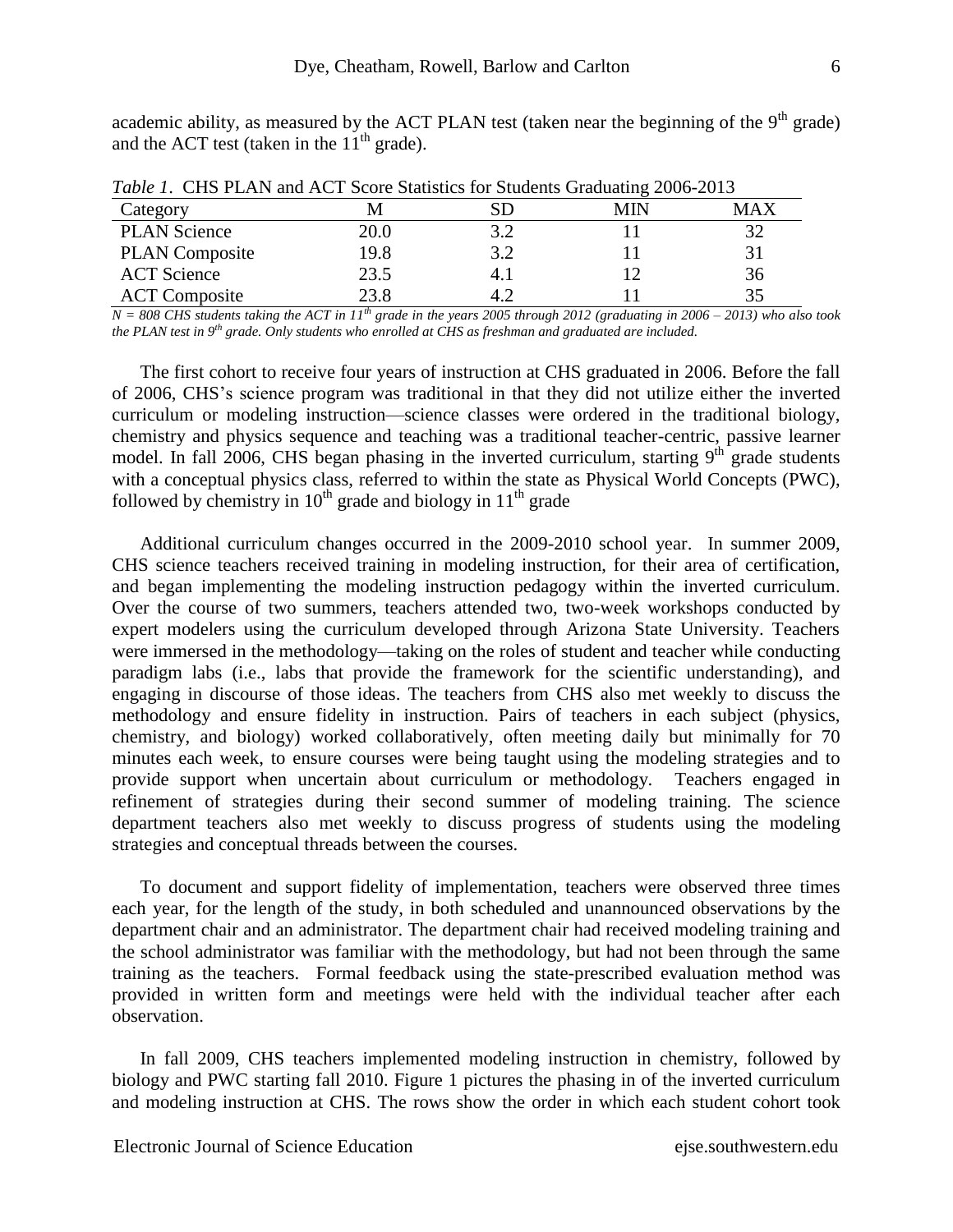academic ability, as measured by the ACT PLAN test (taken near the beginning of the 9th grade) and the ACT test (taken in the 11th grade).

*Table 1*. CHS PLAN and ACT Score Statistics for Students Graduating 2006-2013

| Category | M | SD | MIN | MAX |
|---|---|---|---|---|
| PLAN Science | 20.0 | 3.2 | 11 | 32 |
| PLAN Composite | 19.8 | 3.2 | 11 | 31 |
| ACT Science | 23.5 | 4.1 | 12 | 36 |
| ACT Composite | 23.8 | 4.2 | 11 | 35 |

*N = 808 CHS students taking the ACT in 11th grade in the years 2005 through 2012 (graduating in 2006 – 2013) who also took the PLAN test in 9th grade. Only students who enrolled at CHS as freshman and graduated are included.*

The first cohort to receive four years of instruction at CHS graduated in 2006. Before the fall of 2006, CHS's science program was traditional in that they did not utilize either the inverted curriculum or modeling instruction—science classes were ordered in the traditional biology, chemistry and physics sequence and teaching was a traditional teacher-centric, passive learner model. In fall 2006, CHS began phasing in the inverted curriculum, starting 9th grade students with a conceptual physics class, referred to within the state as Physical World Concepts (PWC), followed by chemistry in 10th grade and biology in 11th grade

Additional curriculum changes occurred in the 2009-2010 school year. In summer 2009, CHS science teachers received training in modeling instruction, for their area of certification, and began implementing the modeling instruction pedagogy within the inverted curriculum. Over the course of two summers, teachers attended two, two-week workshops conducted by expert modelers using the curriculum developed through Arizona State University. Teachers were immersed in the methodology—taking on the roles of student and teacher while conducting paradigm labs (i.e., labs that provide the framework for the scientific understanding), and engaging in discourse of those ideas. The teachers from CHS also met weekly to discuss the methodology and ensure fidelity in instruction. Pairs of teachers in each subject (physics, chemistry, and biology) worked collaboratively, often meeting daily but minimally for 70 minutes each week, to ensure courses were being taught using the modeling strategies and to provide support when uncertain about curriculum or methodology. Teachers engaged in refinement of strategies during their second summer of modeling training. The science department teachers also met weekly to discuss progress of students using the modeling strategies and conceptual threads between the courses.

To document and support fidelity of implementation, teachers were observed three times each year, for the length of the study, in both scheduled and unannounced observations by the department chair and an administrator. The department chair had received modeling training and the school administrator was familiar with the methodology, but had not been through the same training as the teachers. Formal feedback using the state-prescribed evaluation method was provided in written form and meetings were held with the individual teacher after each observation.

In fall 2009, CHS teachers implemented modeling instruction in chemistry, followed by biology and PWC starting fall 2010. Figure 1 pictures the phasing in of the inverted curriculum and modeling instruction at CHS. The rows show the order in which each student cohort took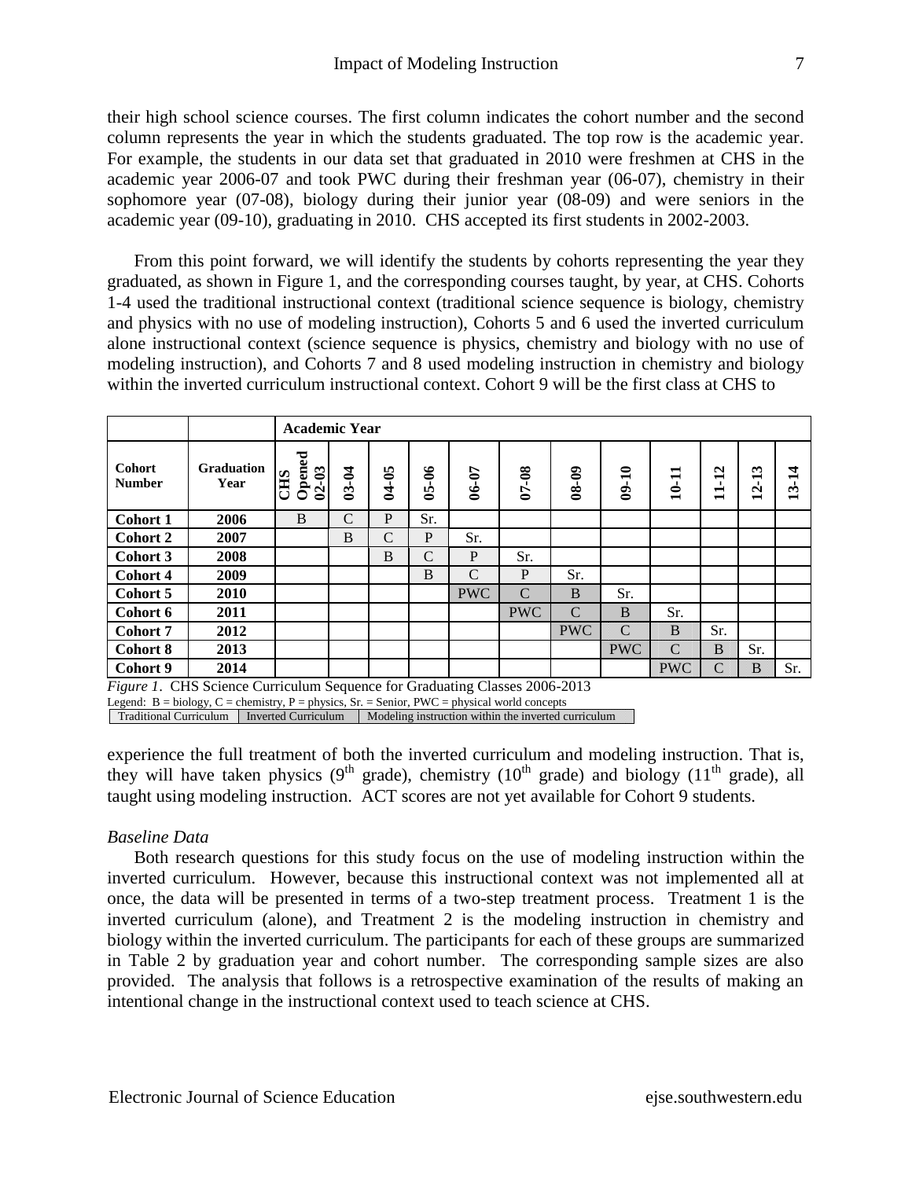their high school science courses. The first column indicates the cohort number and the second column represents the year in which the students graduated. The top row is the academic year. For example, the students in our data set that graduated in 2010 were freshmen at CHS in the academic year 2006-07 and took PWC during their freshman year (06-07), chemistry in their sophomore year (07-08), biology during their junior year (08-09) and were seniors in the academic year (09-10), graduating in 2010. CHS accepted its first students in 2002-2003.

From this point forward, we will identify the students by cohorts representing the year they graduated, as shown in Figure 1, and the corresponding courses taught, by year, at CHS. Cohorts 1-4 used the traditional instructional context (traditional science sequence is biology, chemistry and physics with no use of modeling instruction), Cohorts 5 and 6 used the inverted curriculum alone instructional context (science sequence is physics, chemistry and biology with no use of modeling instruction), and Cohorts 7 and 8 used modeling instruction in chemistry and biology within the inverted curriculum instructional context. Cohort 9 will be the first class at CHS to experience the full treatment of both the inverted curriculum and modeling instruction. That is, they will have taken physics (9th grade), chemistry (10th grade) and biology (11th grade), all taught using modeling instruction. ACT scores are not yet available for Cohort 9 students.

| | | **Academic Year** | | | | | | | | | | | |
|---|---|---|---|---|---|---|---|---|---|---|---|---|---|
| **Cohort Number** | **Graduation Year** | **CHS Opened 02-03** | **03-04** | **04-05** | **05-06** | **06-07** | **07-08** | **08-09** | **09-10** | **10-11** | **11-12** | **12-13** | **13-14** |
| **Cohort 1** | **2006** | B | C | P | Sr. | | | | | | | | |
| **Cohort 2** | **2007** | | B | C | P | Sr. | | | | | | | |
| **Cohort 3** | **2008** | | | B | C | P | Sr. | | | | | | |
| **Cohort 4** | **2009** | | | | B | C | P | Sr. | | | | | |
| **Cohort 5** | **2010** | | | | | PWC | C | B | Sr. | | | | |
| **Cohort 6** | **2011** | | | | | | PWC | C | B | Sr. | | | |
| **Cohort 7** | **2012** | | | | | | | PWC | C | B | Sr. | | |
| **Cohort 8** | **2013** | | | | | | | | PWC | C | B | Sr. | |
| **Cohort 9** | **2014** | | | | | | | | | PWC | C | B | Sr. |

*Figure 1*. CHS Science Curriculum Sequence for Graduating Classes 2006-2013

Legend: B = biology, C = chemistry, P = physics, Sr. = Senior, PWC = physical world concepts

Traditional Curriculum | Inverted Curriculum | Modeling instruction within the inverted curriculum

*Baseline Data*

Both research questions for this study focus on the use of modeling instruction within the inverted curriculum. However, because this instructional context was not implemented all at once, the data will be presented in terms of a two-step treatment process. Treatment 1 is the inverted curriculum (alone), and Treatment 2 is the modeling instruction in chemistry and biology within the inverted curriculum. The participants for each of these groups are summarized in Table 2 by graduation year and cohort number. The corresponding sample sizes are also provided. The analysis that follows is a retrospective examination of the results of making an intentional change in the instructional context used to teach science at CHS.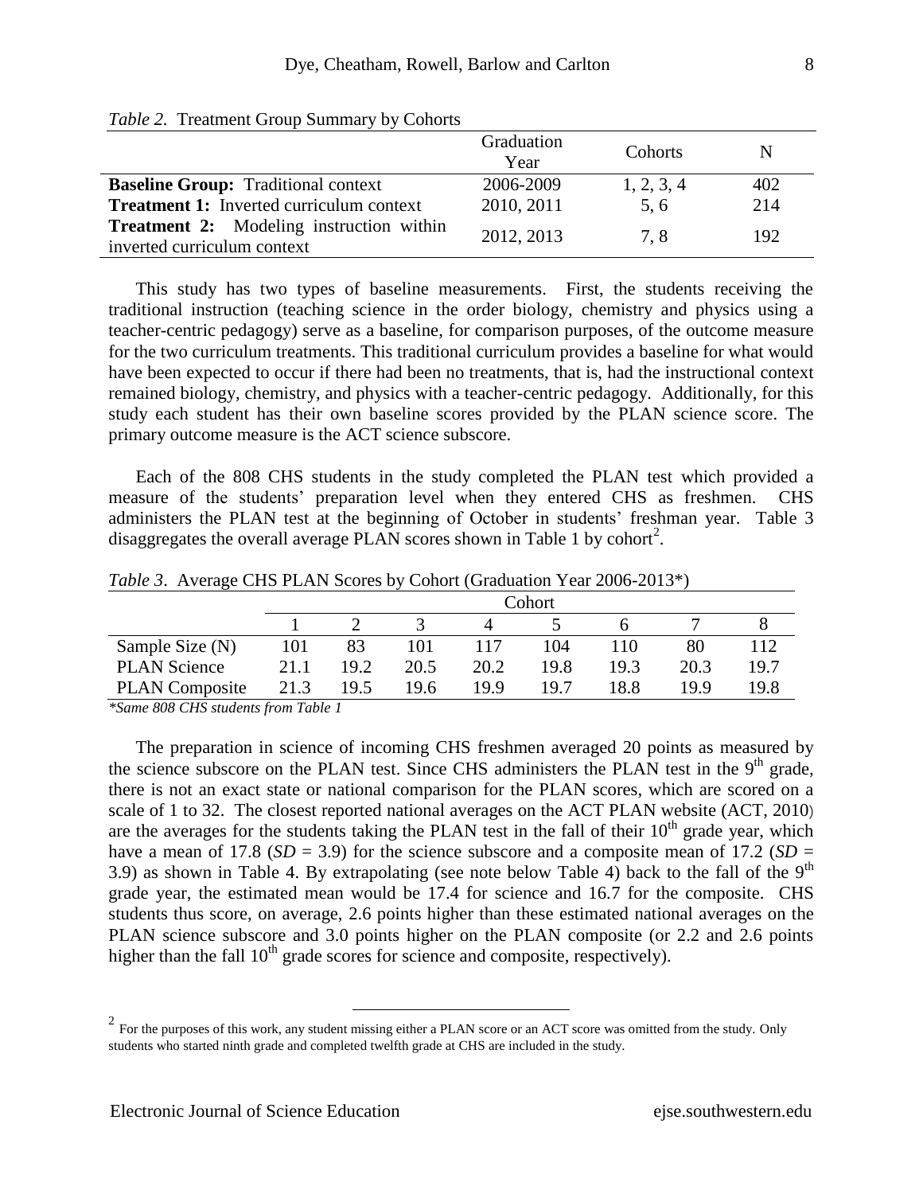*Table 2.* Treatment Group Summary by Cohorts

| | Graduation Year | Cohorts | N |
|---|---|---|---|
| **Baseline Group:** Traditional context | 2006-2009 | 1, 2, 3, 4 | 402 |
| **Treatment 1:** Inverted curriculum context | 2010, 2011 | 5, 6 | 214 |
| **Treatment 2:** Modeling instruction within inverted curriculum context | 2012, 2013 | 7, 8 | 192 |

This study has two types of baseline measurements. First, the students receiving the traditional instruction (teaching science in the order biology, chemistry and physics using a teacher-centric pedagogy) serve as a baseline, for comparison purposes, of the outcome measure for the two curriculum treatments. This traditional curriculum provides a baseline for what would have been expected to occur if there had been no treatments, that is, had the instructional context remained biology, chemistry, and physics with a teacher-centric pedagogy. Additionally, for this study each student has their own baseline scores provided by the PLAN science score. The primary outcome measure is the ACT science subscore.

Each of the 808 CHS students in the study completed the PLAN test which provided a measure of the students' preparation level when they entered CHS as freshmen. CHS administers the PLAN test at the beginning of October in students' freshman year. Table 3 disaggregates the overall average PLAN scores shown in Table 1 by cohort[2].

*Table 3*. Average CHS PLAN Scores by Cohort (Graduation Year 2006-2013*)

| | Cohort | | | | | | | |
|---|---|---|---|---|---|---|---|---|
| | 1 | 2 | 3 | 4 | 5 | 6 | 7 | 8 |
| Sample Size (N) | 101 | 83 | 101 | 117 | 104 | 110 | 80 | 112 |
| PLAN Science | 21.1 | 19.2 | 20.5 | 20.2 | 19.8 | 19.3 | 20.3 | 19.7 |
| PLAN Composite | 21.3 | 19.5 | 19.6 | 19.9 | 19.7 | 18.8 | 19.9 | 19.8 |

*\*Same 808 CHS students from Table 1*

The preparation in science of incoming CHS freshmen averaged 20 points as measured by the science subscore on the PLAN test. Since CHS administers the PLAN test in the 9th grade, there is not an exact state or national comparison for the PLAN scores, which are scored on a scale of 1 to 32. The closest reported national averages on the ACT PLAN website (ACT, 2010) are the averages for the students taking the PLAN test in the fall of their 10th grade year, which have a mean of 17.8 (*SD* = 3.9) for the science subscore and a composite mean of 17.2 (*SD* = 3.9) as shown in Table 4. By extrapolating (see note below Table 4) back to the fall of the 9th grade year, the estimated mean would be 17.4 for science and 16.7 for the composite. CHS students thus score, on average, 2.6 points higher than these estimated national averages on the PLAN science subscore and 3.0 points higher on the PLAN composite (or 2.2 and 2.6 points higher than the fall 10th grade scores for science and composite, respectively).

[2] For the purposes of this work, any student missing either a PLAN score or an ACT score was omitted from the study. Only students who started ninth grade and completed twelfth grade at CHS are included in the study.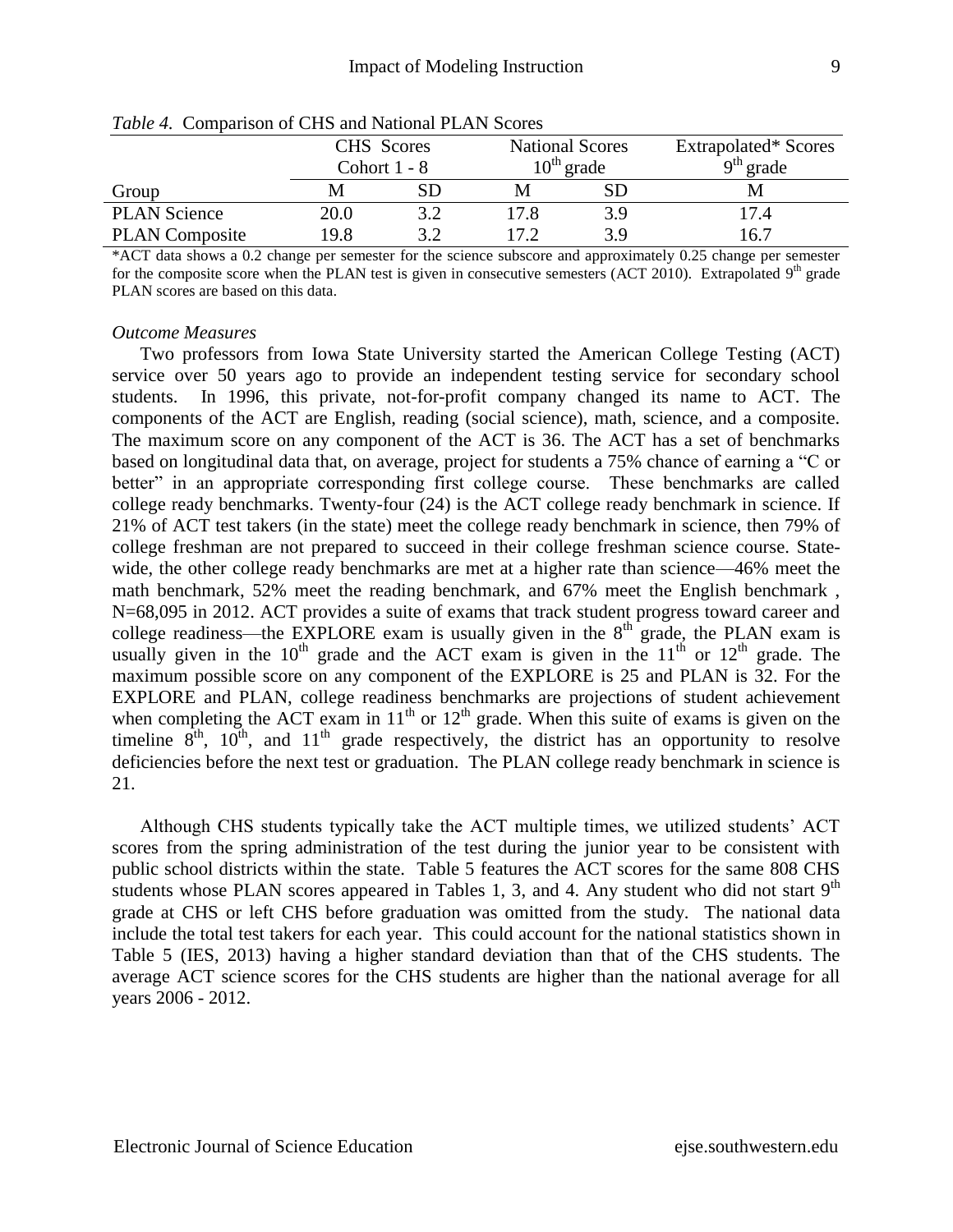*Table 4.* Comparison of CHS and National PLAN Scores

| | CHS Scores Cohort 1 - 8 | | National Scores $10^{th}$ grade | | Extrapolated* Scores $9^{th}$ grade |
|---|---|---|---|---|---|
| Group | M | SD | M | SD | M |
| PLAN Science | 20.0 | 3.2 | 17.8 | 3.9 | 17.4 |
| PLAN Composite | 19.8 | 3.2 | 17.2 | 3.9 | 16.7 |

*ACT data shows a 0.2 change per semester for the science subscore and approximately 0.25 change per semester for the composite score when the PLAN test is given in consecutive semesters (ACT 2010). Extrapolated $9^{th}$ grade PLAN scores are based on this data.

*Outcome Measures*

Two professors from Iowa State University started the American College Testing (ACT) service over 50 years ago to provide an independent testing service for secondary school students. In 1996, this private, not-for-profit company changed its name to ACT. The components of the ACT are English, reading (social science), math, science, and a composite. The maximum score on any component of the ACT is 36. The ACT has a set of benchmarks based on longitudinal data that, on average, project for students a 75% chance of earning a "C or better" in an appropriate corresponding first college course. These benchmarks are called college ready benchmarks. Twenty-four (24) is the ACT college ready benchmark in science. If 21% of ACT test takers (in the state) meet the college ready benchmark in science, then 79% of college freshman are not prepared to succeed in their college freshman science course. State-wide, the other college ready benchmarks are met at a higher rate than science—46% meet the math benchmark, 52% meet the reading benchmark, and 67% meet the English benchmark , N=68,095 in 2012. ACT provides a suite of exams that track student progress toward career and college readiness—the EXPLORE exam is usually given in the $8^{th}$ grade, the PLAN exam is usually given in the $10^{th}$ grade and the ACT exam is given in the $11^{th}$ or $12^{th}$ grade. The maximum possible score on any component of the EXPLORE is 25 and PLAN is 32. For the EXPLORE and PLAN, college readiness benchmarks are projections of student achievement when completing the ACT exam in $11^{th}$ or $12^{th}$ grade. When this suite of exams is given on the timeline $8^{th}$, $10^{th}$, and $11^{th}$ grade respectively, the district has an opportunity to resolve deficiencies before the next test or graduation. The PLAN college ready benchmark in science is 21.

Although CHS students typically take the ACT multiple times, we utilized students' ACT scores from the spring administration of the test during the junior year to be consistent with public school districts within the state. Table 5 features the ACT scores for the same 808 CHS students whose PLAN scores appeared in Tables 1, 3, and 4. Any student who did not start $9^{th}$ grade at CHS or left CHS before graduation was omitted from the study. The national data include the total test takers for each year. This could account for the national statistics shown in Table 5 (IES, 2013) having a higher standard deviation than that of the CHS students. The average ACT science scores for the CHS students are higher than the national average for all years 2006 - 2012.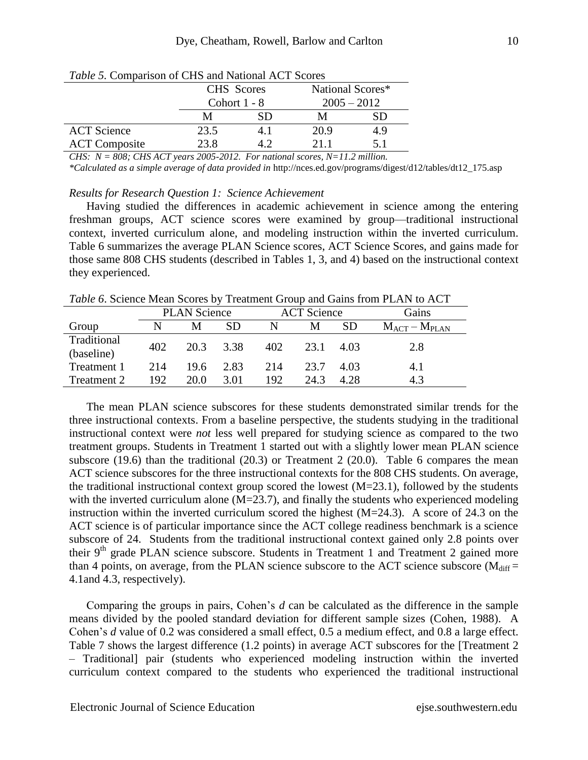*Table 5.* Comparison of CHS and National ACT Scores

| | CHS Scores Cohort 1 - 8 | | National Scores* 2005 – 2012 | |
|---|---|---|---|---|
| | M | SD | M | SD |
| ACT Science | 23.5 | 4.1 | 20.9 | 4.9 |
| ACT Composite | 23.8 | 4.2 | 21.1 | 5.1 |

*CHS: N = 808; CHS ACT years 2005-2012. For national scores, N=11.2 million.*

*\*Calculated as a simple average of data provided in* http://nces.ed.gov/programs/digest/d12/tables/dt12_175.asp

### *Results for Research Question 1: Science Achievement*

Having studied the differences in academic achievement in science among the entering freshman groups, ACT science scores were examined by group—traditional instructional context, inverted curriculum alone, and modeling instruction within the inverted curriculum. Table 6 summarizes the average PLAN Science scores, ACT Science Scores, and gains made for those same 808 CHS students (described in Tables 1, 3, and 4) based on the instructional context they experienced.

*Table 6*. Science Mean Scores by Treatment Group and Gains from PLAN to ACT

| | PLAN Science | | | ACT Science | | | Gains |
|---|---|---|---|---|---|---|---|
| Group | N | M | SD | N | M | SD | $M_{ACT} - M_{PLAN}$ |
| Traditional (baseline) | 402 | 20.3 | 3.38 | 402 | 23.1 | 4.03 | 2.8 |
| Treatment 1 | 214 | 19.6 | 2.83 | 214 | 23.7 | 4.03 | 4.1 |
| Treatment 2 | 192 | 20.0 | 3.01 | 192 | 24.3 | 4.28 | 4.3 |

The mean PLAN science subscores for these students demonstrated similar trends for the three instructional contexts. From a baseline perspective, the students studying in the traditional instructional context were *not* less well prepared for studying science as compared to the two treatment groups. Students in Treatment 1 started out with a slightly lower mean PLAN science subscore (19.6) than the traditional (20.3) or Treatment 2 (20.0). Table 6 compares the mean ACT science subscores for the three instructional contexts for the 808 CHS students. On average, the traditional instructional context group scored the lowest (M=23.1), followed by the students with the inverted curriculum alone (M=23.7), and finally the students who experienced modeling instruction within the inverted curriculum scored the highest (M=24.3). A score of 24.3 on the ACT science is of particular importance since the ACT college readiness benchmark is a science subscore of 24. Students from the traditional instructional context gained only 2.8 points over their 9th grade PLAN science subscore. Students in Treatment 1 and Treatment 2 gained more than 4 points, on average, from the PLAN science subscore to the ACT science subscore ($M_{diff}$ = 4.1and 4.3, respectively).

Comparing the groups in pairs, Cohen's *d* can be calculated as the difference in the sample means divided by the pooled standard deviation for different sample sizes (Cohen, 1988). A Cohen's *d* value of 0.2 was considered a small effect, 0.5 a medium effect, and 0.8 a large effect. Table 7 shows the largest difference (1.2 points) in average ACT subscores for the [Treatment 2 – Traditional] pair (students who experienced modeling instruction within the inverted curriculum context compared to the students who experienced the traditional instructional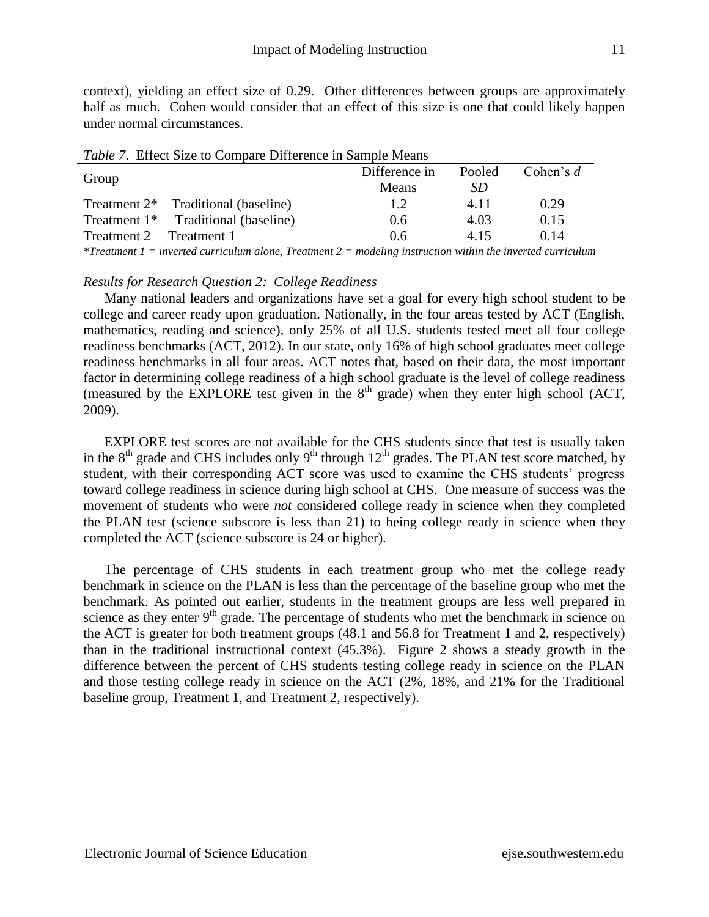context), yielding an effect size of 0.29. Other differences between groups are approximately half as much. Cohen would consider that an effect of this size is one that could likely happen under normal circumstances.

*Table 7*. Effect Size to Compare Difference in Sample Means

| Group | Difference in Means | Pooled *SD* | Cohen's *d* |
|---|---|---|---|
| Treatment 2* – Traditional (baseline) | 1.2 | 4.11 | 0.29 |
| Treatment 1* – Traditional (baseline) | 0.6 | 4.03 | 0.15 |
| Treatment 2 – Treatment 1 | 0.6 | 4.15 | 0.14 |

**Treatment 1 = inverted curriculum alone, Treatment 2 = modeling instruction within the inverted curriculum*

*Results for Research Question 2: College Readiness*

Many national leaders and organizations have set a goal for every high school student to be college and career ready upon graduation. Nationally, in the four areas tested by ACT (English, mathematics, reading and science), only 25% of all U.S. students tested meet all four college readiness benchmarks (ACT, 2012). In our state, only 16% of high school graduates meet college readiness benchmarks in all four areas. ACT notes that, based on their data, the most important factor in determining college readiness of a high school graduate is the level of college readiness (measured by the EXPLORE test given in the 8th grade) when they enter high school (ACT, 2009).

EXPLORE test scores are not available for the CHS students since that test is usually taken in the 8th grade and CHS includes only 9th through 12th grades. The PLAN test score matched, by student, with their corresponding ACT score was used to examine the CHS students' progress toward college readiness in science during high school at CHS. One measure of success was the movement of students who were *not* considered college ready in science when they completed the PLAN test (science subscore is less than 21) to being college ready in science when they completed the ACT (science subscore is 24 or higher).

The percentage of CHS students in each treatment group who met the college ready benchmark in science on the PLAN is less than the percentage of the baseline group who met the benchmark. As pointed out earlier, students in the treatment groups are less well prepared in science as they enter 9th grade. The percentage of students who met the benchmark in science on the ACT is greater for both treatment groups (48.1 and 56.8 for Treatment 1 and 2, respectively) than in the traditional instructional context (45.3%). Figure 2 shows a steady growth in the difference between the percent of CHS students testing college ready in science on the PLAN and those testing college ready in science on the ACT (2%, 18%, and 21% for the Traditional baseline group, Treatment 1, and Treatment 2, respectively).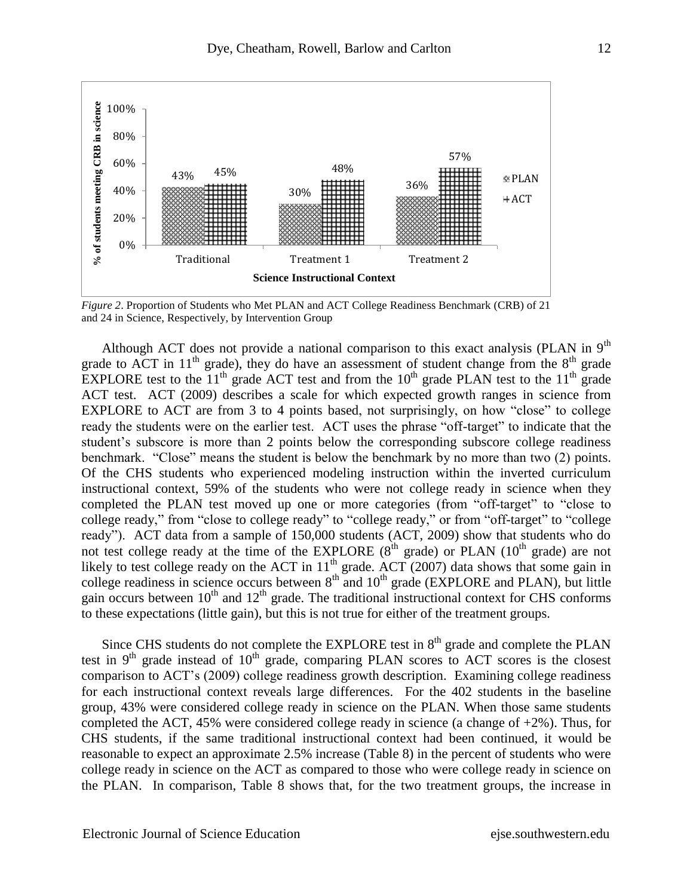*Figure 2*. Proportion of Students who Met PLAN and ACT College Readiness Benchmark (CRB) of 21 and 24 in Science, Respectively, by Intervention Group

Although ACT does not provide a national comparison to this exact analysis (PLAN in 9th grade to ACT in 11th grade), they do have an assessment of student change from the 8th grade EXPLORE test to the 11th grade ACT test and from the 10th grade PLAN test to the 11th grade ACT test. ACT (2009) describes a scale for which expected growth ranges in science from EXPLORE to ACT are from 3 to 4 points based, not surprisingly, on how "close" to college ready the students were on the earlier test. ACT uses the phrase "off-target" to indicate that the student's subscore is more than 2 points below the corresponding subscore college readiness benchmark. "Close" means the student is below the benchmark by no more than two (2) points. Of the CHS students who experienced modeling instruction within the inverted curriculum instructional context, 59% of the students who were not college ready in science when they completed the PLAN test moved up one or more categories (from "off-target" to "close to college ready," from "close to college ready" to "college ready," or from "off-target" to "college ready"). ACT data from a sample of 150,000 students (ACT, 2009) show that students who do not test college ready at the time of the EXPLORE (8th grade) or PLAN (10th grade) are not likely to test college ready on the ACT in 11th grade. ACT (2007) data shows that some gain in college readiness in science occurs between 8th and 10th grade (EXPLORE and PLAN), but little gain occurs between 10th and 12th grade. The traditional instructional context for CHS conforms to these expectations (little gain), but this is not true for either of the treatment groups.

Since CHS students do not complete the EXPLORE test in 8th grade and complete the PLAN test in 9th grade instead of 10th grade, comparing PLAN scores to ACT scores is the closest comparison to ACT's (2009) college readiness growth description. Examining college readiness for each instructional context reveals large differences. For the 402 students in the baseline group, 43% were considered college ready in science on the PLAN. When those same students completed the ACT, 45% were considered college ready in science (a change of +2%). Thus, for CHS students, if the same traditional instructional context had been continued, it would be reasonable to expect an approximate 2.5% increase (Table 8) in the percent of students who were college ready in science on the ACT as compared to those who were college ready in science on the PLAN. In comparison, Table 8 shows that, for the two treatment groups, the increase in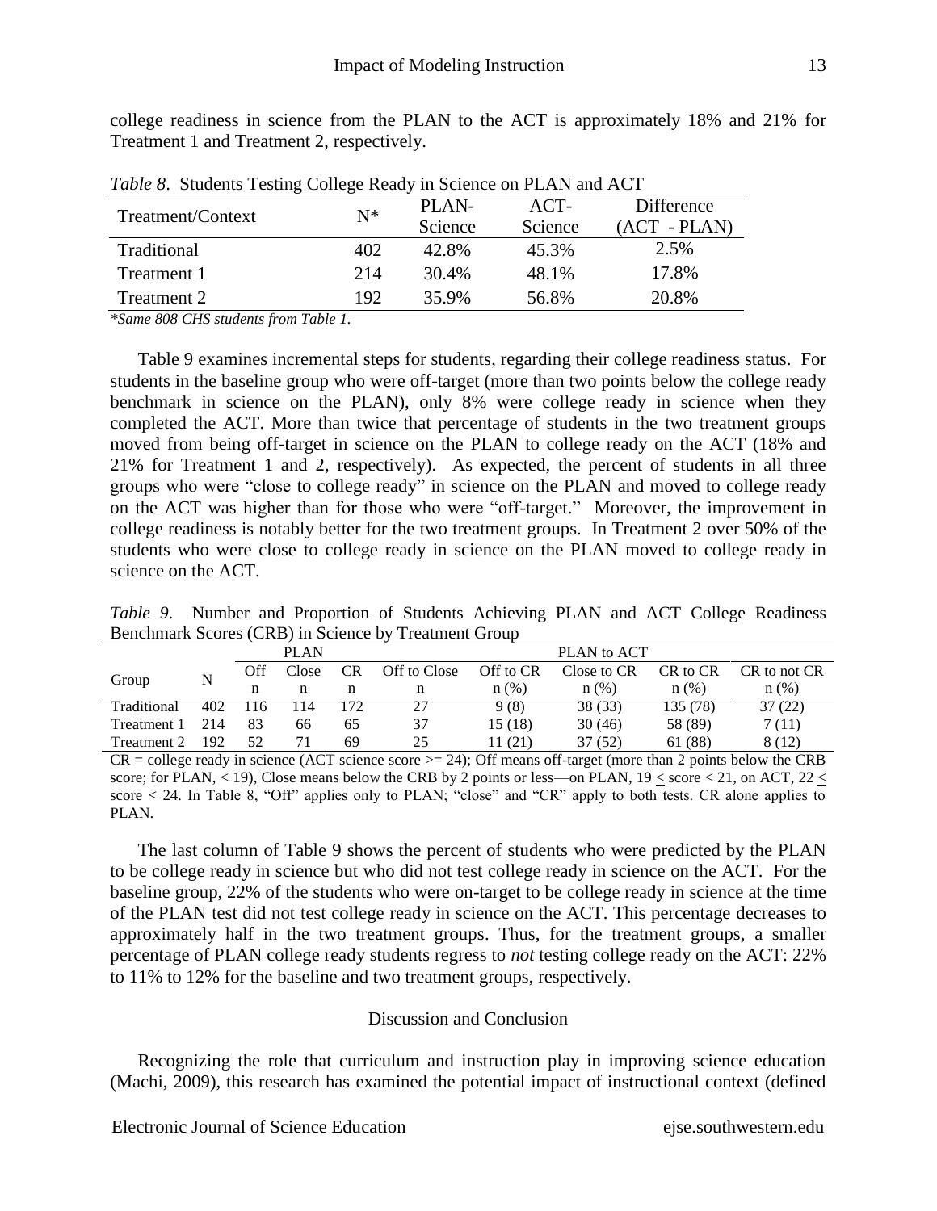college readiness in science from the PLAN to the ACT is approximately 18% and 21% for Treatment 1 and Treatment 2, respectively.

*Table 8*. Students Testing College Ready in Science on PLAN and ACT

| Treatment/Context | N* | PLAN-Science | ACT-Science | Difference (ACT - PLAN) |
|---|---|---|---|---|
| Traditional | 402 | 42.8% | 45.3% | 2.5% |
| Treatment 1 | 214 | 30.4% | 48.1% | 17.8% |
| Treatment 2 | 192 | 35.9% | 56.8% | 20.8% |

*\*Same 808 CHS students from Table 1.*

Table 9 examines incremental steps for students, regarding their college readiness status. For students in the baseline group who were off-target (more than two points below the college ready benchmark in science on the PLAN), only 8% were college ready in science when they completed the ACT. More than twice that percentage of students in the two treatment groups moved from being off-target in science on the PLAN to college ready on the ACT (18% and 21% for Treatment 1 and 2, respectively). As expected, the percent of students in all three groups who were "close to college ready" in science on the PLAN and moved to college ready on the ACT was higher than for those who were "off-target." Moreover, the improvement in college readiness is notably better for the two treatment groups. In Treatment 2 over 50% of the students who were close to college ready in science on the PLAN moved to college ready in science on the ACT.

*Table 9*. Number and Proportion of Students Achieving PLAN and ACT College Readiness Benchmark Scores (CRB) in Science by Treatment Group

| Group | N | PLAN | | | PLAN to ACT | | | | |
|---|---|---|---|---|---|---|---|---|---|
| | | Off n | Close n | CR n | Off to Close n | Off to CR n (%) | Close to CR n (%) | CR to CR n (%) | CR to not CR n (%) |
| Traditional | 402 | 116 | 114 | 172 | 27 | 9 (8) | 38 (33) | 135 (78) | 37 (22) |
| Treatment 1 | 214 | 83 | 66 | 65 | 37 | 15 (18) | 30 (46) | 58 (89) | 7 (11) |
| Treatment 2 | 192 | 52 | 71 | 69 | 25 | 11 (21) | 37 (52) | 61 (88) | 8 (12) |

CR = college ready in science (ACT science score >= 24); Off means off-target (more than 2 points below the CRB score; for PLAN, < 19), Close means below the CRB by 2 points or less—on PLAN, 19 ≤ score < 21, on ACT, 22 ≤ score < 24. In Table 8, "Off" applies only to PLAN; "close" and "CR" apply to both tests. CR alone applies to PLAN.

The last column of Table 9 shows the percent of students who were predicted by the PLAN to be college ready in science but who did not test college ready in science on the ACT. For the baseline group, 22% of the students who were on-target to be college ready in science at the time of the PLAN test did not test college ready in science on the ACT. This percentage decreases to approximately half in the two treatment groups. Thus, for the treatment groups, a smaller percentage of PLAN college ready students regress to *not* testing college ready on the ACT: 22% to 11% to 12% for the baseline and two treatment groups, respectively.

## Discussion and Conclusion

Recognizing the role that curriculum and instruction play in improving science education (Machi, 2009), this research has examined the potential impact of instructional context (defined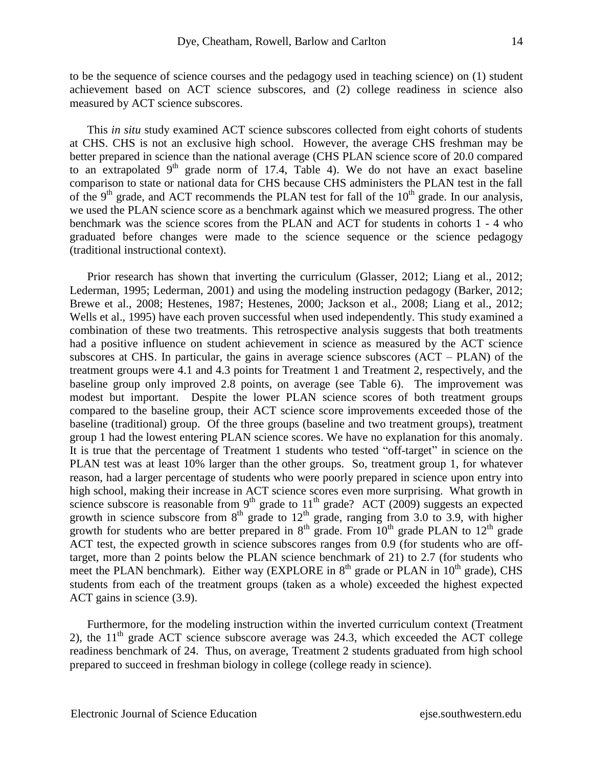to be the sequence of science courses and the pedagogy used in teaching science) on (1) student achievement based on ACT science subscores, and (2) college readiness in science also measured by ACT science subscores.

This *in situ* study examined ACT science subscores collected from eight cohorts of students at CHS. CHS is not an exclusive high school. However, the average CHS freshman may be better prepared in science than the national average (CHS PLAN science score of 20.0 compared to an extrapolated 9th grade norm of 17.4, Table 4). We do not have an exact baseline comparison to state or national data for CHS because CHS administers the PLAN test in the fall of the 9th grade, and ACT recommends the PLAN test for fall of the 10th grade. In our analysis, we used the PLAN science score as a benchmark against which we measured progress. The other benchmark was the science scores from the PLAN and ACT for students in cohorts 1 - 4 who graduated before changes were made to the science sequence or the science pedagogy (traditional instructional context).

Prior research has shown that inverting the curriculum (Glasser, 2012; Liang et al., 2012; Lederman, 1995; Lederman, 2001) and using the modeling instruction pedagogy (Barker, 2012; Brewe et al., 2008; Hestenes, 1987; Hestenes, 2000; Jackson et al., 2008; Liang et al., 2012; Wells et al., 1995) have each proven successful when used independently. This study examined a combination of these two treatments. This retrospective analysis suggests that both treatments had a positive influence on student achievement in science as measured by the ACT science subscores at CHS. In particular, the gains in average science subscores (ACT – PLAN) of the treatment groups were 4.1 and 4.3 points for Treatment 1 and Treatment 2, respectively, and the baseline group only improved 2.8 points, on average (see Table 6). The improvement was modest but important. Despite the lower PLAN science scores of both treatment groups compared to the baseline group, their ACT science score improvements exceeded those of the baseline (traditional) group. Of the three groups (baseline and two treatment groups), treatment group 1 had the lowest entering PLAN science scores. We have no explanation for this anomaly. It is true that the percentage of Treatment 1 students who tested "off-target" in science on the PLAN test was at least 10% larger than the other groups. So, treatment group 1, for whatever reason, had a larger percentage of students who were poorly prepared in science upon entry into high school, making their increase in ACT science scores even more surprising. What growth in science subscore is reasonable from 9th grade to 11th grade? ACT (2009) suggests an expected growth in science subscore from 8th grade to 12th grade, ranging from 3.0 to 3.9, with higher growth for students who are better prepared in 8th grade. From 10th grade PLAN to 12th grade ACT test, the expected growth in science subscores ranges from 0.9 (for students who are off-target, more than 2 points below the PLAN science benchmark of 21) to 2.7 (for students who meet the PLAN benchmark). Either way (EXPLORE in 8th grade or PLAN in 10th grade), CHS students from each of the treatment groups (taken as a whole) exceeded the highest expected ACT gains in science (3.9).

Furthermore, for the modeling instruction within the inverted curriculum context (Treatment 2), the 11th grade ACT science subscore average was 24.3, which exceeded the ACT college readiness benchmark of 24. Thus, on average, Treatment 2 students graduated from high school prepared to succeed in freshman biology in college (college ready in science).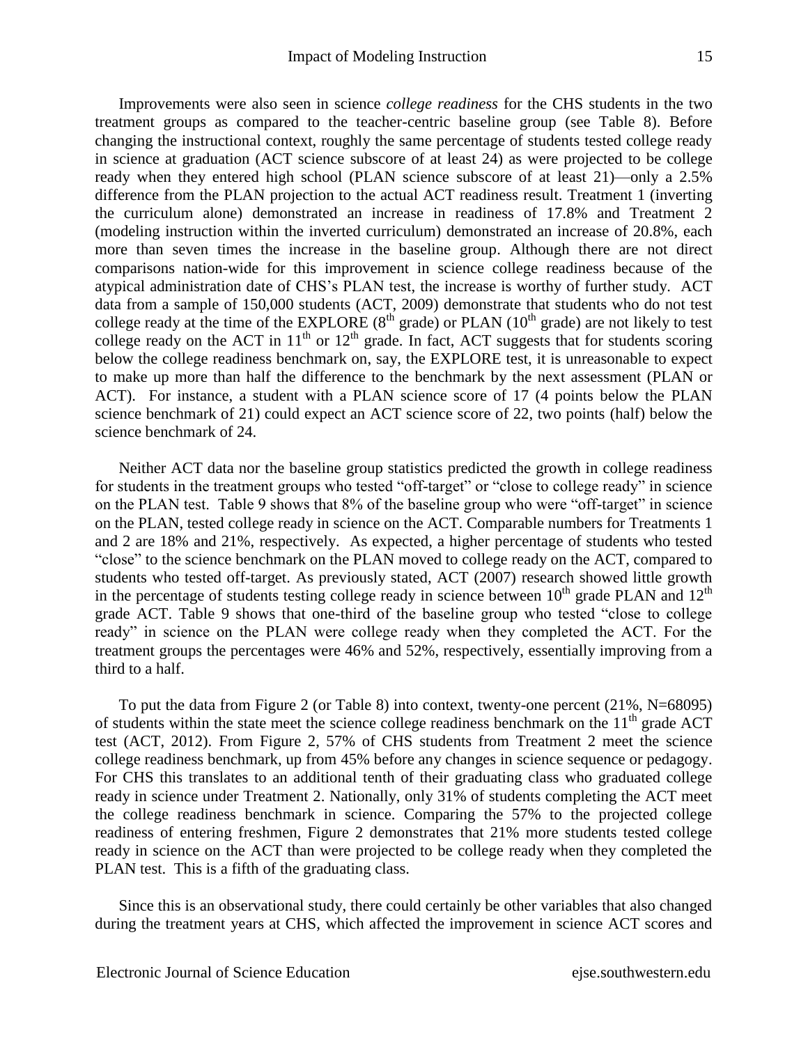Improvements were also seen in science *college readiness* for the CHS students in the two treatment groups as compared to the teacher-centric baseline group (see Table 8). Before changing the instructional context, roughly the same percentage of students tested college ready in science at graduation (ACT science subscore of at least 24) as were projected to be college ready when they entered high school (PLAN science subscore of at least 21)—only a 2.5% difference from the PLAN projection to the actual ACT readiness result. Treatment 1 (inverting the curriculum alone) demonstrated an increase in readiness of 17.8% and Treatment 2 (modeling instruction within the inverted curriculum) demonstrated an increase of 20.8%, each more than seven times the increase in the baseline group. Although there are not direct comparisons nation-wide for this improvement in science college readiness because of the atypical administration date of CHS's PLAN test, the increase is worthy of further study. ACT data from a sample of 150,000 students (ACT, 2009) demonstrate that students who do not test college ready at the time of the EXPLORE (8th grade) or PLAN (10th grade) are not likely to test college ready on the ACT in 11th or 12th grade. In fact, ACT suggests that for students scoring below the college readiness benchmark on, say, the EXPLORE test, it is unreasonable to expect to make up more than half the difference to the benchmark by the next assessment (PLAN or ACT). For instance, a student with a PLAN science score of 17 (4 points below the PLAN science benchmark of 21) could expect an ACT science score of 22, two points (half) below the science benchmark of 24.

Neither ACT data nor the baseline group statistics predicted the growth in college readiness for students in the treatment groups who tested "off-target" or "close to college ready" in science on the PLAN test. Table 9 shows that 8% of the baseline group who were "off-target" in science on the PLAN, tested college ready in science on the ACT. Comparable numbers for Treatments 1 and 2 are 18% and 21%, respectively. As expected, a higher percentage of students who tested "close" to the science benchmark on the PLAN moved to college ready on the ACT, compared to students who tested off-target. As previously stated, ACT (2007) research showed little growth in the percentage of students testing college ready in science between 10th grade PLAN and 12th grade ACT. Table 9 shows that one-third of the baseline group who tested "close to college ready" in science on the PLAN were college ready when they completed the ACT. For the treatment groups the percentages were 46% and 52%, respectively, essentially improving from a third to a half.

To put the data from Figure 2 (or Table 8) into context, twenty-one percent (21%, N=68095) of students within the state meet the science college readiness benchmark on the 11th grade ACT test (ACT, 2012). From Figure 2, 57% of CHS students from Treatment 2 meet the science college readiness benchmark, up from 45% before any changes in science sequence or pedagogy. For CHS this translates to an additional tenth of their graduating class who graduated college ready in science under Treatment 2. Nationally, only 31% of students completing the ACT meet the college readiness benchmark in science. Comparing the 57% to the projected college readiness of entering freshmen, Figure 2 demonstrates that 21% more students tested college ready in science on the ACT than were projected to be college ready when they completed the PLAN test. This is a fifth of the graduating class.

Since this is an observational study, there could certainly be other variables that also changed during the treatment years at CHS, which affected the improvement in science ACT scores and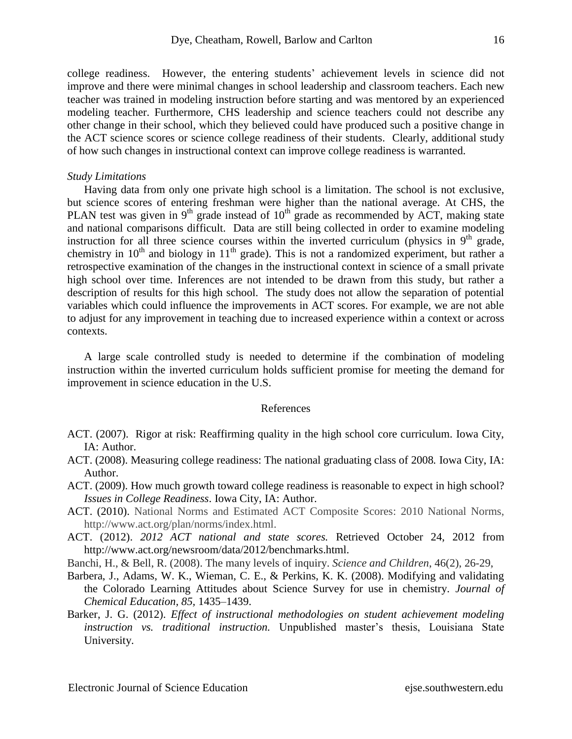college readiness. However, the entering students' achievement levels in science did not improve and there were minimal changes in school leadership and classroom teachers. Each new teacher was trained in modeling instruction before starting and was mentored by an experienced modeling teacher. Furthermore, CHS leadership and science teachers could not describe any other change in their school, which they believed could have produced such a positive change in the ACT science scores or science college readiness of their students. Clearly, additional study of how such changes in instructional context can improve college readiness is warranted.

*Study Limitations*

Having data from only one private high school is a limitation. The school is not exclusive, but science scores of entering freshman were higher than the national average. At CHS, the PLAN test was given in 9th grade instead of 10th grade as recommended by ACT, making state and national comparisons difficult. Data are still being collected in order to examine modeling instruction for all three science courses within the inverted curriculum (physics in 9th grade, chemistry in 10th and biology in 11th grade). This is not a randomized experiment, but rather a retrospective examination of the changes in the instructional context in science of a small private high school over time. Inferences are not intended to be drawn from this study, but rather a description of results for this high school. The study does not allow the separation of potential variables which could influence the improvements in ACT scores. For example, we are not able to adjust for any improvement in teaching due to increased experience within a context or across contexts.

A large scale controlled study is needed to determine if the combination of modeling instruction within the inverted curriculum holds sufficient promise for meeting the demand for improvement in science education in the U.S.

## References

ACT. (2007). Rigor at risk: Reaffirming quality in the high school core curriculum. Iowa City, IA: Author.

ACT. (2008). Measuring college readiness: The national graduating class of 2008*.* Iowa City, IA: Author.

ACT. (2009). How much growth toward college readiness is reasonable to expect in high school? *Issues in College Readiness*. Iowa City, IA: Author.

ACT. (2010). National Norms and Estimated ACT Composite Scores: 2010 National Norms, http://www.act.org/plan/norms/index.html.

ACT. (2012). *2012 ACT national and state scores.* Retrieved October 24, 2012 from http://www.act.org/newsroom/data/2012/benchmarks.html.

Banchi, H., & Bell, R. (2008). The many levels of inquiry. *Science and Children*, 46(2), 26-29,

Barbera, J., Adams, W. K., Wieman, C. E., & Perkins, K. K. (2008). Modifying and validating the Colorado Learning Attitudes about Science Survey for use in chemistry. *Journal of Chemical Education*, *85*, 1435–1439.

Barker, J. G. (2012). *Effect of instructional methodologies on student achievement modeling instruction vs. traditional instruction.* Unpublished master's thesis, Louisiana State University.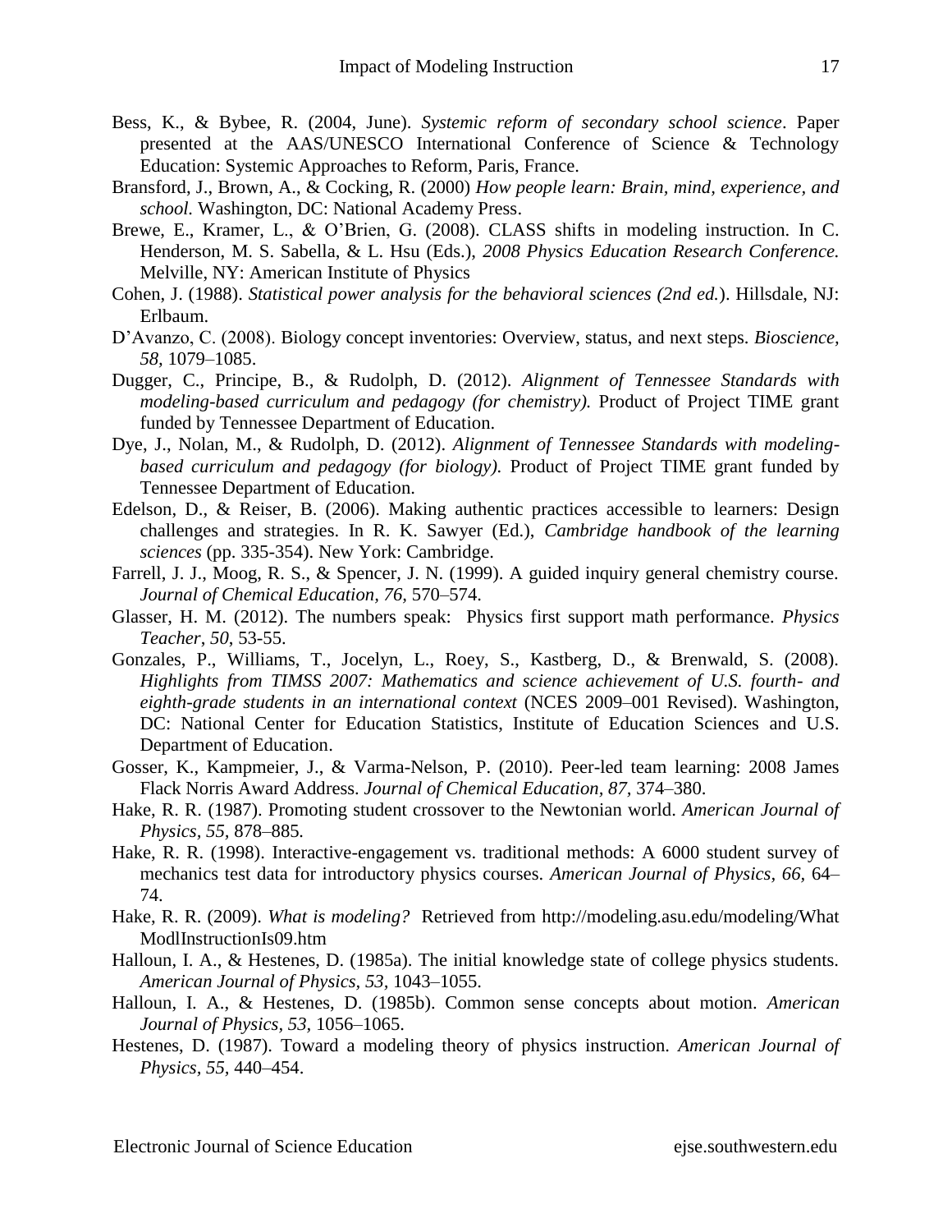Bess, K., & Bybee, R. (2004, June). *Systemic reform of secondary school science*. Paper presented at the AAS/UNESCO International Conference of Science & Technology Education: Systemic Approaches to Reform, Paris, France.

Bransford, J., Brown, A., & Cocking, R. (2000) *How people learn: Brain, mind, experience, and school.* Washington, DC: National Academy Press.

Brewe, E., Kramer, L., & O'Brien, G. (2008). CLASS shifts in modeling instruction. In C. Henderson, M. S. Sabella, & L. Hsu (Eds.), *2008 Physics Education Research Conference.* Melville, NY: American Institute of Physics

Cohen, J. (1988). *Statistical power analysis for the behavioral sciences (2nd ed.*). Hillsdale, NJ: Erlbaum.

D'Avanzo, C. (2008). Biology concept inventories: Overview, status, and next steps. *Bioscience, 58*, 1079–1085.

Dugger, C., Principe, B., & Rudolph, D. (2012). *Alignment of Tennessee Standards with modeling-based curriculum and pedagogy (for chemistry).* Product of Project TIME grant funded by Tennessee Department of Education.

Dye, J., Nolan, M., & Rudolph, D. (2012). *Alignment of Tennessee Standards with modeling-based curriculum and pedagogy (for biology).* Product of Project TIME grant funded by Tennessee Department of Education.

Edelson, D., & Reiser, B. (2006). Making authentic practices accessible to learners: Design challenges and strategies. In R. K. Sawyer (Ed.), *Cambridge handbook of the learning sciences* (pp. 335-354). New York: Cambridge.

Farrell, J. J., Moog, R. S., & Spencer, J. N. (1999). A guided inquiry general chemistry course. *Journal of Chemical Education, 76,* 570–574.

Glasser, H. M. (2012). The numbers speak: Physics first support math performance. *Physics Teacher*, *50*, 53-55.

Gonzales, P., Williams, T., Jocelyn, L., Roey, S., Kastberg, D., & Brenwald, S. (2008). *Highlights from TIMSS 2007: Mathematics and science achievement of U.S. fourth- and eighth-grade students in an international context* (NCES 2009–001 Revised). Washington, DC: National Center for Education Statistics, Institute of Education Sciences and U.S. Department of Education.

Gosser, K., Kampmeier, J., & Varma-Nelson, P. (2010). Peer-led team learning: 2008 James Flack Norris Award Address. *Journal of Chemical Education, 87,* 374–380.

Hake, R. R. (1987). Promoting student crossover to the Newtonian world. *American Journal of Physics*, *55,* 878–885.

Hake, R. R. (1998). Interactive-engagement vs. traditional methods: A 6000 student survey of mechanics test data for introductory physics courses. *American Journal of Physics, 66,* 64–74.

Hake, R. R. (2009). *What is modeling?* Retrieved from http://modeling.asu.edu/modeling/WhatModlInstructionIs09.htm

Halloun, I. A., & Hestenes, D. (1985a). The initial knowledge state of college physics students. *American Journal of Physics*, *53*, 1043–1055.

Halloun, I. A., & Hestenes, D. (1985b). Common sense concepts about motion. *American Journal of Physics*, *53*, 1056–1065.

Hestenes, D. (1987). Toward a modeling theory of physics instruction. *American Journal of Physics*, *55,* 440–454.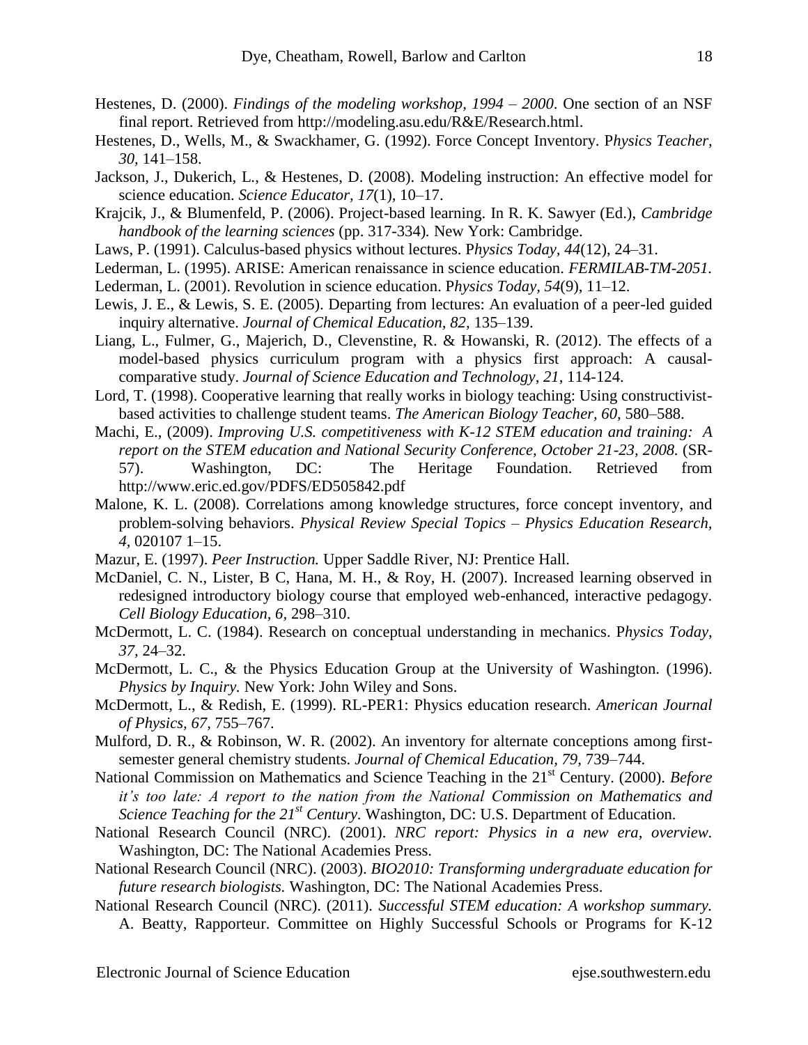Hestenes, D. (2000). *Findings of the modeling workshop, 1994 – 2000*. One section of an NSF final report. Retrieved from http://modeling.asu.edu/R&E/Research.html.

Hestenes, D., Wells, M., & Swackhamer, G. (1992). Force Concept Inventory. *Physics Teacher, 30*, 141–158.

Jackson, J., Dukerich, L., & Hestenes, D. (2008). Modeling instruction: An effective model for science education. *Science Educator, 17*(1), 10–17.

Krajcik, J., & Blumenfeld, P. (2006). Project-based learning. In R. K. Sawyer (Ed.), *Cambridge handbook of the learning sciences* (pp. 317-334). New York: Cambridge.

Laws, P. (1991). Calculus-based physics without lectures. *Physics Today, 44*(12), 24–31.

Lederman, L. (1995). ARISE: American renaissance in science education. *FERMILAB-TM-2051.*

Lederman, L. (2001). Revolution in science education. *Physics Today*, *54*(9), 11–12.

Lewis, J. E., & Lewis, S. E. (2005). Departing from lectures: An evaluation of a peer-led guided inquiry alternative. *Journal of Chemical Education, 82*, 135–139.

Liang, L., Fulmer, G., Majerich, D., Clevenstine, R. & Howanski, R. (2012). The effects of a model-based physics curriculum program with a physics first approach: A causal-comparative study. *Journal of Science Education and Technology*, *21*, 114-124.

Lord, T. (1998). Cooperative learning that really works in biology teaching: Using constructivist-based activities to challenge student teams. *The American Biology Teacher, 60,* 580–588.

Machi, E., (2009). *Improving U.S. competitiveness with K-12 STEM education and training: A report on the STEM education and National Security Conference, October 21-23, 2008.* (SR-57). Washington, DC: The Heritage Foundation. Retrieved from http://www.eric.ed.gov/PDFS/ED505842.pdf

Malone, K. L. (2008). Correlations among knowledge structures, force concept inventory, and problem-solving behaviors. *Physical Review Special Topics – Physics Education Research, 4,* 020107 1–15.

Mazur, E. (1997). *Peer Instruction.* Upper Saddle River, NJ: Prentice Hall.

McDaniel, C. N., Lister, B C, Hana, M. H., & Roy, H. (2007). Increased learning observed in redesigned introductory biology course that employed web-enhanced, interactive pedagogy. *Cell Biology Education*, *6,* 298–310.

McDermott, L. C. (1984). Research on conceptual understanding in mechanics. *Physics Today, 37*, 24–32.

McDermott, L. C., & the Physics Education Group at the University of Washington. (1996). *Physics by Inquiry.* New York: John Wiley and Sons.

McDermott, L., & Redish, E. (1999). RL-PER1: Physics education research. *American Journal of Physics, 67*, 755–767.

Mulford, D. R., & Robinson, W. R. (2002). An inventory for alternate conceptions among first-semester general chemistry students. *Journal of Chemical Education, 79,* 739–744.

National Commission on Mathematics and Science Teaching in the 21st Century. (2000). *Before it's too late: A report to the nation from the National Commission on Mathematics and Science Teaching for the 21st Century*. Washington, DC: U.S. Department of Education.

National Research Council (NRC). (2001). *NRC report: Physics in a new era, overview.* Washington, DC: The National Academies Press.

National Research Council (NRC). (2003). *BIO2010: Transforming undergraduate education for future research biologists.* Washington, DC: The National Academies Press.

National Research Council (NRC). (2011). *Successful STEM education: A workshop summary.* A. Beatty, Rapporteur. Committee on Highly Successful Schools or Programs for K-12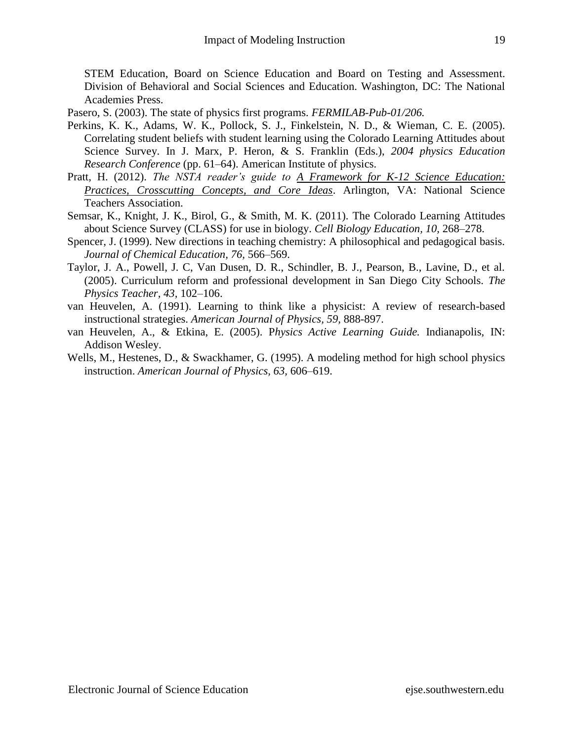STEM Education, Board on Science Education and Board on Testing and Assessment. Division of Behavioral and Social Sciences and Education. Washington, DC: The National Academies Press.

Pasero, S. (2003). The state of physics first programs. *FERMILAB-Pub-01/206.*

Perkins, K. K., Adams, W. K., Pollock, S. J., Finkelstein, N. D., & Wieman, C. E. (2005). Correlating student beliefs with student learning using the Colorado Learning Attitudes about Science Survey. In J. Marx, P. Heron, & S. Franklin (Eds.), *2004 physics Education Research Conference* (pp. 61–64). American Institute of physics.

Pratt, H. (2012). *The NSTA reader's guide to* *A Framework for K-12 Science Education: Practices, Crosscutting Concepts, and Core Ideas*. Arlington, VA: National Science Teachers Association.

Semsar, K., Knight, J. K., Birol, G., & Smith, M. K. (2011). The Colorado Learning Attitudes about Science Survey (CLASS) for use in biology. *Cell Biology Education, 10,* 268–278.

Spencer, J. (1999). New directions in teaching chemistry: A philosophical and pedagogical basis. *Journal of Chemical Education, 76,* 566–569.

Taylor, J. A., Powell, J. C, Van Dusen, D. R., Schindler, B. J., Pearson, B., Lavine, D., et al. (2005). Curriculum reform and professional development in San Diego City Schools. *The Physics Teacher, 43,* 102–106.

van Heuvelen, A. (1991). Learning to think like a physicist: A review of research-based instructional strategies. *American Journal of Physics, 59,* 888-897.

van Heuvelen, A., & Etkina, E. (2005). P*hysics Active Learning Guide.* Indianapolis, IN: Addison Wesley.

Wells, M., Hestenes, D., & Swackhamer, G. (1995). A modeling method for high school physics instruction. *American Journal of Physics, 63,* 606–619.